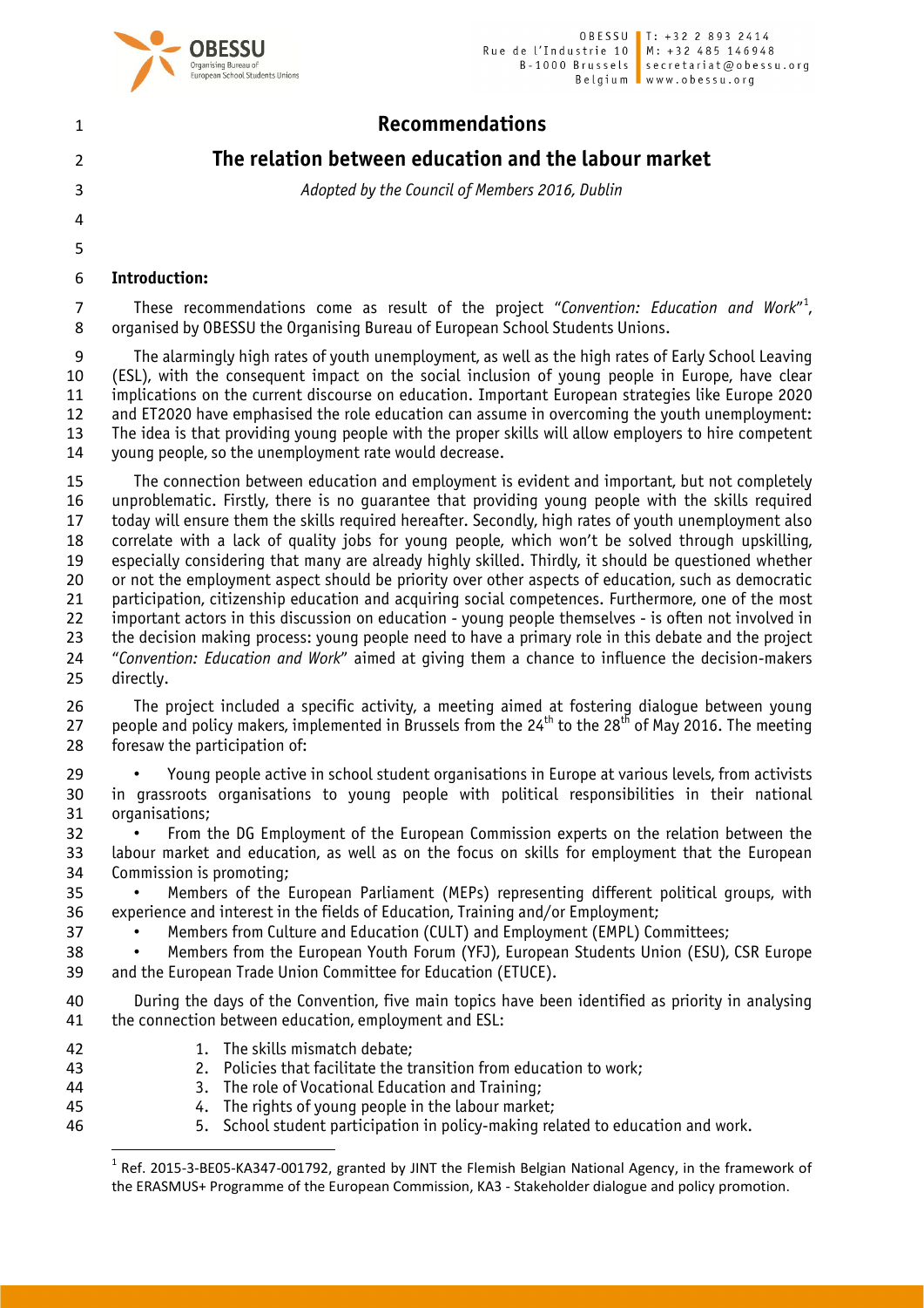# Recommendations

## The relation between education and the labour market

*Adopted by the Council of Members 2016, Dublin*

**Introduction:**

These recommendations come as result of the project "*Convention: Education and Work*"[1], organised by OBESSU the Organising Bureau of European School Students Unions.

The alarmingly high rates of youth unemployment, as well as the high rates of Early School Leaving (ESL), with the consequent impact on the social inclusion of young people in Europe, have clear implications on the current discourse on education. Important European strategies like Europe 2020 and ET2020 have emphasised the role education can assume in overcoming the youth unemployment: The idea is that providing young people with the proper skills will allow employers to hire competent young people, so the unemployment rate would decrease.

The connection between education and employment is evident and important, but not completely unproblematic. Firstly, there is no guarantee that providing young people with the skills required today will ensure them the skills required hereafter. Secondly, high rates of youth unemployment also correlate with a lack of quality jobs for young people, which won't be solved through upskilling, especially considering that many are already highly skilled. Thirdly, it should be questioned whether or not the employment aspect should be priority over other aspects of education, such as democratic participation, citizenship education and acquiring social competences. Furthermore, one of the most important actors in this discussion on education - young people themselves - is often not involved in the decision making process: young people need to have a primary role in this debate and the project "*Convention: Education and Work*" aimed at giving them a chance to influence the decision-makers directly.

The project included a specific activity, a meeting aimed at fostering dialogue between young people and policy makers, implemented in Brussels from the 24th to the 28th of May 2016. The meeting foresaw the participation of:

- Young people active in school student organisations in Europe at various levels, from activists in grassroots organisations to young people with political responsibilities in their national organisations;
- From the DG Employment of the European Commission experts on the relation between the labour market and education, as well as on the focus on skills for employment that the European Commission is promoting;
- Members of the European Parliament (MEPs) representing different political groups, with experience and interest in the fields of Education, Training and/or Employment;
- Members from Culture and Education (CULT) and Employment (EMPL) Committees;
- Members from the European Youth Forum (YFJ), European Students Union (ESU), CSR Europe and the European Trade Union Committee for Education (ETUCE).

During the days of the Convention, five main topics have been identified as priority in analysing the connection between education, employment and ESL:

1. The skills mismatch debate;
2. Policies that facilitate the transition from education to work;
3. The role of Vocational Education and Training;
4. The rights of young people in the labour market;
5. School student participation in policy-making related to education and work.

[1] Ref. 2015-3-BE05-KA347-001792, granted by JINT the Flemish Belgian National Agency, in the framework of the ERASMUS+ Programme of the European Commission, KA3 - Stakeholder dialogue and policy promotion.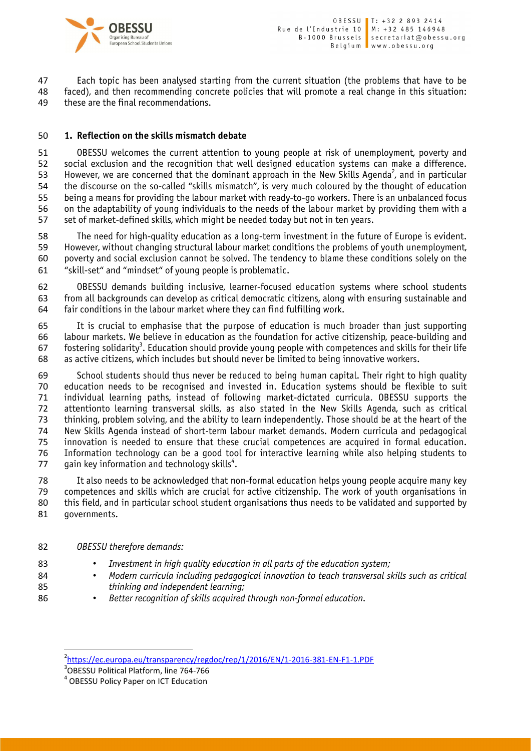Each topic has been analysed starting from the current situation (the problems that have to be faced), and then recommending concrete policies that will promote a real change in this situation: these are the final recommendations.

## 1. Reflection on the skills mismatch debate

OBESSU welcomes the current attention to young people at risk of unemployment, poverty and social exclusion and the recognition that well designed education systems can make a difference. However, we are concerned that the dominant approach in the New Skills Agenda[2], and in particular the discourse on the so-called "skills mismatch", is very much coloured by the thought of education being a means for providing the labour market with ready-to-go workers. There is an unbalanced focus on the adaptability of young individuals to the needs of the labour market by providing them with a set of market-defined skills, which might be needed today but not in ten years.

The need for high-quality education as a long-term investment in the future of Europe is evident. However, without changing structural labour market conditions the problems of youth unemployment, poverty and social exclusion cannot be solved. The tendency to blame these conditions solely on the "skill-set" and "mindset" of young people is problematic.

OBESSU demands building inclusive, learner-focused education systems where school students from all backgrounds can develop as critical democratic citizens, along with ensuring sustainable and fair conditions in the labour market where they can find fulfilling work.

It is crucial to emphasise that the purpose of education is much broader than just supporting labour markets. We believe in education as the foundation for active citizenship, peace-building and fostering solidarity[3]. Education should provide young people with competences and skills for their life as active citizens, which includes but should never be limited to being innovative workers.

School students should thus never be reduced to being human capital. Their right to high quality education needs to be recognised and invested in. Education systems should be flexible to suit individual learning paths, instead of following market-dictated curricula. OBESSU supports the attentionto learning transversal skills, as also stated in the New Skills Agenda, such as critical thinking, problem solving, and the ability to learn independently. Those should be at the heart of the New Skills Agenda instead of short-term labour market demands. Modern curricula and pedagogical innovation is needed to ensure that these crucial competences are acquired in formal education. Information technology can be a good tool for interactive learning while also helping students to gain key information and technology skills[4].

It also needs to be acknowledged that non-formal education helps young people acquire many key competences and skills which are crucial for active citizenship. The work of youth organisations in this field, and in particular school student organisations thus needs to be validated and supported by governments.

*OBESSU therefore demands:*

- *Investment in high quality education in all parts of the education system;*
- *Modern curricula including pedagogical innovation to teach transversal skills such as critical thinking and independent learning;*
- *Better recognition of skills acquired through non-formal education.*

---

[2] https://ec.europa.eu/transparency/regdoc/rep/1/2016/EN/1-2016-381-EN-F1-1.PDF

[3] OBESSU Political Platform, line 764-766

[4] OBESSU Policy Paper on ICT Education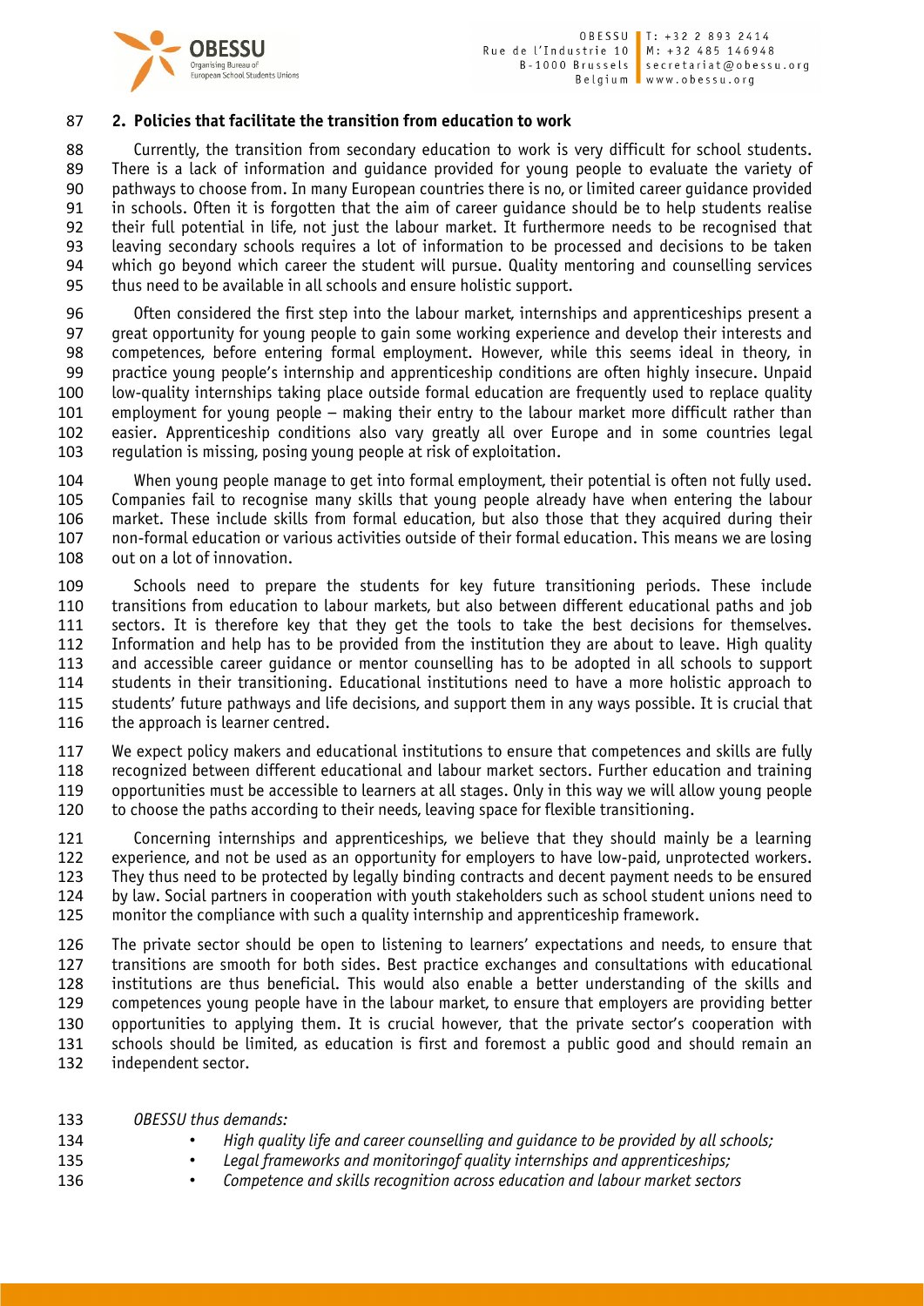## 2. Policies that facilitate the transition from education to work

Currently, the transition from secondary education to work is very difficult for school students. There is a lack of information and guidance provided for young people to evaluate the variety of pathways to choose from. In many European countries there is no, or limited career guidance provided in schools. Often it is forgotten that the aim of career guidance should be to help students realise their full potential in life, not just the labour market. It furthermore needs to be recognised that leaving secondary schools requires a lot of information to be processed and decisions to be taken which go beyond which career the student will pursue. Quality mentoring and counselling services thus need to be available in all schools and ensure holistic support.

Often considered the first step into the labour market, internships and apprenticeships present a great opportunity for young people to gain some working experience and develop their interests and competences, before entering formal employment. However, while this seems ideal in theory, in practice young people's internship and apprenticeship conditions are often highly insecure. Unpaid low-quality internships taking place outside formal education are frequently used to replace quality employment for young people – making their entry to the labour market more difficult rather than easier. Apprenticeship conditions also vary greatly all over Europe and in some countries legal regulation is missing, posing young people at risk of exploitation.

When young people manage to get into formal employment, their potential is often not fully used. Companies fail to recognise many skills that young people already have when entering the labour market. These include skills from formal education, but also those that they acquired during their non-formal education or various activities outside of their formal education. This means we are losing out on a lot of innovation.

Schools need to prepare the students for key future transitioning periods. These include transitions from education to labour markets, but also between different educational paths and job sectors. It is therefore key that they get the tools to take the best decisions for themselves. Information and help has to be provided from the institution they are about to leave. High quality and accessible career guidance or mentor counselling has to be adopted in all schools to support students in their transitioning. Educational institutions need to have a more holistic approach to students' future pathways and life decisions, and support them in any ways possible. It is crucial that the approach is learner centred.

We expect policy makers and educational institutions to ensure that competences and skills are fully recognized between different educational and labour market sectors. Further education and training opportunities must be accessible to learners at all stages. Only in this way we will allow young people to choose the paths according to their needs, leaving space for flexible transitioning.

Concerning internships and apprenticeships, we believe that they should mainly be a learning experience, and not be used as an opportunity for employers to have low-paid, unprotected workers. They thus need to be protected by legally binding contracts and decent payment needs to be ensured by law. Social partners in cooperation with youth stakeholders such as school student unions need to monitor the compliance with such a quality internship and apprenticeship framework.

The private sector should be open to listening to learners' expectations and needs, to ensure that transitions are smooth for both sides. Best practice exchanges and consultations with educational institutions are thus beneficial. This would also enable a better understanding of the skills and competences young people have in the labour market, to ensure that employers are providing better opportunities to applying them. It is crucial however, that the private sector's cooperation with schools should be limited, as education is first and foremost a public good and should remain an independent sector.

*OBESSU thus demands:*

- *High quality life and career counselling and guidance to be provided by all schools;*
- *Legal frameworks and monitoringof quality internships and apprenticeships;*
- *Competence and skills recognition across education and labour market sectors*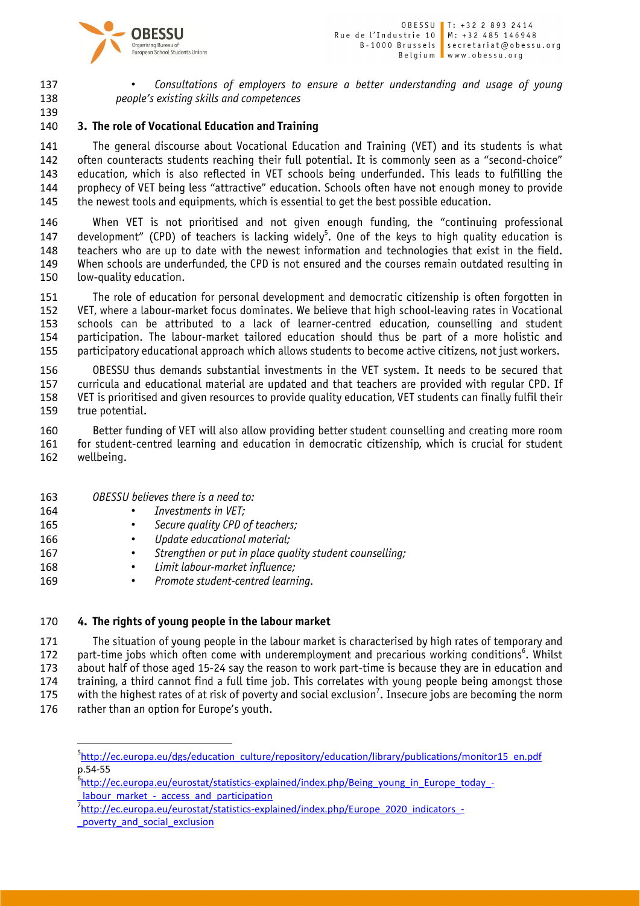- *Consultations of employers to ensure a better understanding and usage of young people's existing skills and competences*

## 3. The role of Vocational Education and Training

The general discourse about Vocational Education and Training (VET) and its students is what often counteracts students reaching their full potential. It is commonly seen as a "second-choice" education, which is also reflected in VET schools being underfunded. This leads to fulfilling the prophecy of VET being less "attractive" education. Schools often have not enough money to provide the newest tools and equipments, which is essential to get the best possible education.

When VET is not prioritised and not given enough funding, the "continuing professional development" (CPD) of teachers is lacking widely[5]. One of the keys to high quality education is teachers who are up to date with the newest information and technologies that exist in the field. When schools are underfunded, the CPD is not ensured and the courses remain outdated resulting in low-quality education.

The role of education for personal development and democratic citizenship is often forgotten in VET, where a labour-market focus dominates. We believe that high school-leaving rates in Vocational schools can be attributed to a lack of learner-centred education, counselling and student participation. The labour-market tailored education should thus be part of a more holistic and participatory educational approach which allows students to become active citizens, not just workers.

OBESSU thus demands substantial investments in the VET system. It needs to be secured that curricula and educational material are updated and that teachers are provided with regular CPD. If VET is prioritised and given resources to provide quality education, VET students can finally fulfil their true potential.

Better funding of VET will also allow providing better student counselling and creating more room for student-centred learning and education in democratic citizenship, which is crucial for student wellbeing.

*OBESSU believes there is a need to:*

- *Investments in VET;*
- *Secure quality CPD of teachers;*
- *Update educational material;*
- *Strengthen or put in place quality student counselling;*
- *Limit labour-market influence;*
- *Promote student-centred learning.*

## 4. The rights of young people in the labour market

The situation of young people in the labour market is characterised by high rates of temporary and part-time jobs which often come with underemployment and precarious working conditions[6]. Whilst about half of those aged 15-24 say the reason to work part-time is because they are in education and training, a third cannot find a full time job. This correlates with young people being amongst those with the highest rates of at risk of poverty and social exclusion[7]. Insecure jobs are becoming the norm rather than an option for Europe's youth.

---

[5] http://ec.europa.eu/dgs/education_culture/repository/education/library/publications/monitor15_en.pdf p.54-55

[6] http://ec.europa.eu/eurostat/statistics-explained/index.php/Being_young_in_Europe_today_-_labour_market_-_access_and_participation

[7] http://ec.europa.eu/eurostat/statistics-explained/index.php/Europe_2020_indicators_-_poverty_and_social_exclusion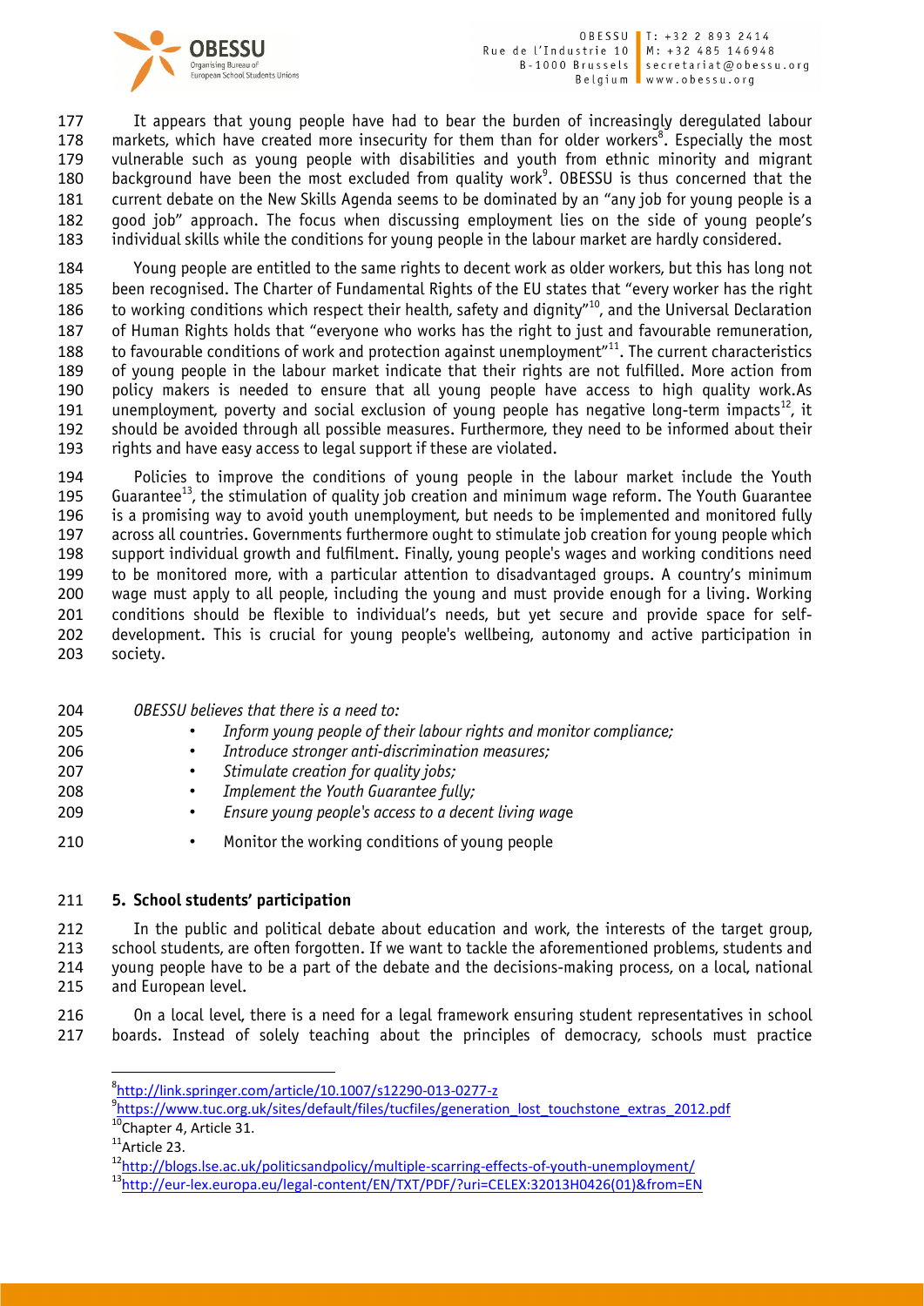It appears that young people have had to bear the burden of increasingly deregulated labour markets, which have created more insecurity for them than for older workers[8]. Especially the most vulnerable such as young people with disabilities and youth from ethnic minority and migrant background have been the most excluded from quality work[9]. OBESSU is thus concerned that the current debate on the New Skills Agenda seems to be dominated by an "any job for young people is a good job" approach. The focus when discussing employment lies on the side of young people's individual skills while the conditions for young people in the labour market are hardly considered.

Young people are entitled to the same rights to decent work as older workers, but this has long not been recognised. The Charter of Fundamental Rights of the EU states that "every worker has the right to working conditions which respect their health, safety and dignity"[10], and the Universal Declaration of Human Rights holds that "everyone who works has the right to just and favourable remuneration, to favourable conditions of work and protection against unemployment"[11]. The current characteristics of young people in the labour market indicate that their rights are not fulfilled. More action from policy makers is needed to ensure that all young people have access to high quality work.As unemployment, poverty and social exclusion of young people has negative long-term impacts[12], it should be avoided through all possible measures. Furthermore, they need to be informed about their rights and have easy access to legal support if these are violated.

Policies to improve the conditions of young people in the labour market include the Youth Guarantee[13], the stimulation of quality job creation and minimum wage reform. The Youth Guarantee is a promising way to avoid youth unemployment, but needs to be implemented and monitored fully across all countries. Governments furthermore ought to stimulate job creation for young people which support individual growth and fulfilment. Finally, young people's wages and working conditions need to be monitored more, with a particular attention to disadvantaged groups. A country's minimum wage must apply to all people, including the young and must provide enough for a living. Working conditions should be flexible to individual's needs, but yet secure and provide space for self-development. This is crucial for young people's wellbeing, autonomy and active participation in society.

*OBESSU believes that there is a need to:*

- *Inform young people of their labour rights and monitor compliance;*
- *Introduce stronger anti-discrimination measures;*
- *Stimulate creation for quality jobs;*
- *Implement the Youth Guarantee fully;*
- *Ensure young people's access to a decent living wage*
- Monitor the working conditions of young people

## 5. School students' participation

In the public and political debate about education and work, the interests of the target group, school students, are often forgotten. If we want to tackle the aforementioned problems, students and young people have to be a part of the debate and the decisions-making process, on a local, national and European level.

On a local level, there is a need for a legal framework ensuring student representatives in school boards. Instead of solely teaching about the principles of democracy, schools must practice

---

[8] http://link.springer.com/article/10.1007/s12290-013-0277-z

[9] https://www.tuc.org.uk/sites/default/files/tucfiles/generation_lost_touchstone_extras_2012.pdf

[10] Chapter 4, Article 31.

[11] Article 23.

[12] http://blogs.lse.ac.uk/politicsandpolicy/multiple-scarring-effects-of-youth-unemployment/

[13] http://eur-lex.europa.eu/legal-content/EN/TXT/PDF/?uri=CELEX:32013H0426(01)&from=EN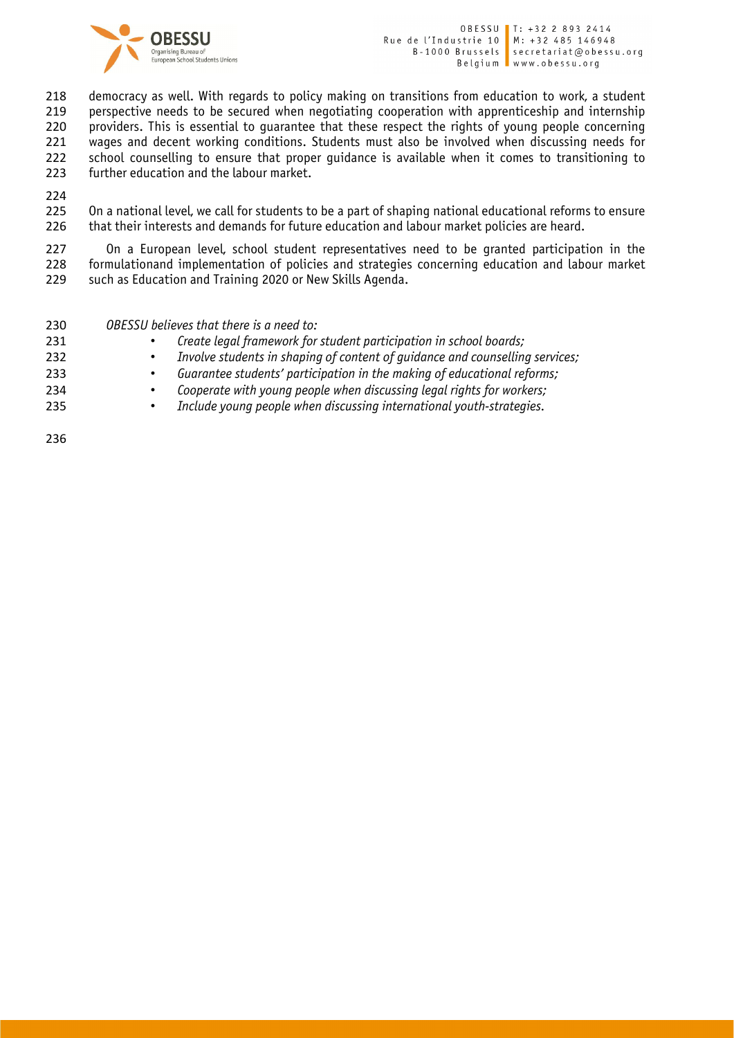democracy as well. With regards to policy making on transitions from education to work, a student perspective needs to be secured when negotiating cooperation with apprenticeship and internship providers. This is essential to guarantee that these respect the rights of young people concerning wages and decent working conditions. Students must also be involved when discussing needs for school counselling to ensure that proper guidance is available when it comes to transitioning to further education and the labour market.

On a national level, we call for students to be a part of shaping national educational reforms to ensure that their interests and demands for future education and labour market policies are heard.

On a European level, school student representatives need to be granted participation in the formulationand implementation of policies and strategies concerning education and labour market such as Education and Training 2020 or New Skills Agenda.

*OBESSU believes that there is a need to:*

- *Create legal framework for student participation in school boards;*
- *Involve students in shaping of content of guidance and counselling services;*
- *Guarantee students' participation in the making of educational reforms;*
- *Cooperate with young people when discussing legal rights for workers;*
- *Include young people when discussing international youth-strategies.*